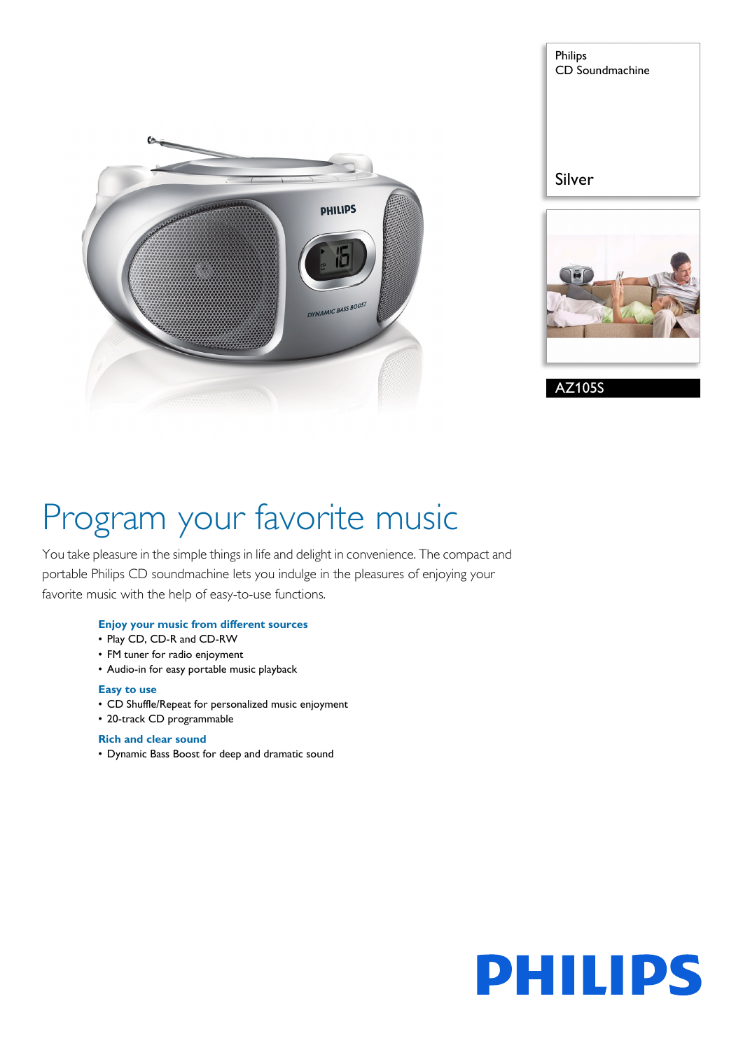Philips
CD Soundmachine

Silver

AZ105S

# Program your favorite music

You take pleasure in the simple things in life and delight in convenience. The compact and portable Philips CD soundmachine lets you indulge in the pleasures of enjoying your favorite music with the help of easy-to-use functions.

### Enjoy your music from different sources
- Play CD, CD-R and CD-RW
- FM tuner for radio enjoyment
- Audio-in for easy portable music playback

### Easy to use
- CD Shuffle/Repeat for personalized music enjoyment
- 20-track CD programmable

### Rich and clear sound
- Dynamic Bass Boost for deep and dramatic sound

PHILIPS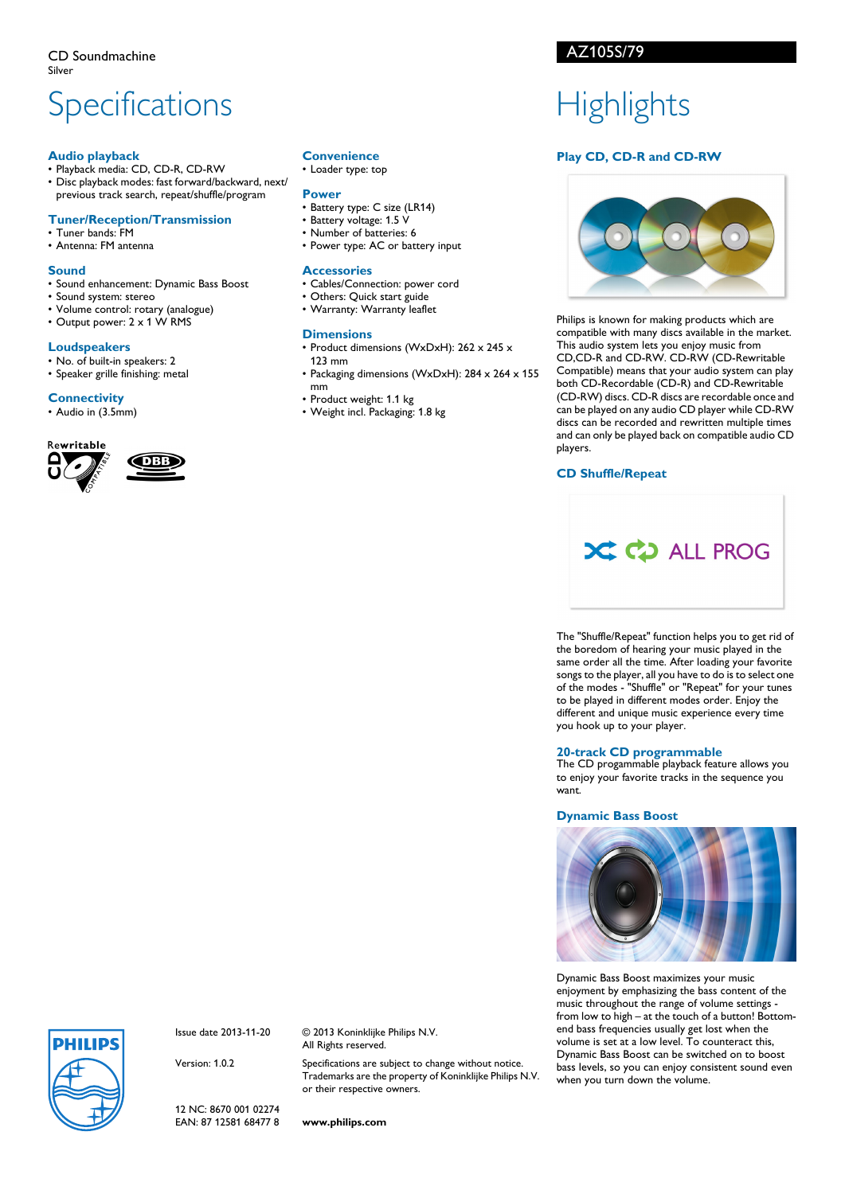CD Soundmachine
Silver

# Specifications

### Audio playback
- Playback media: CD, CD-R, CD-RW
- Disc playback modes: fast forward/backward, next/ previous track search, repeat/shuffle/program

### Tuner/Reception/Transmission
- Tuner bands: FM
- Antenna: FM antenna

### Sound
- Sound enhancement: Dynamic Bass Boost
- Sound system: stereo
- Volume control: rotary (analogue)
- Output power: 2 x 1 W RMS

### Loudspeakers
- No. of built-in speakers: 2
- Speaker grille finishing: metal

### Connectivity
- Audio in (3.5mm)

### Convenience
- Loader type: top

### Power
- Battery type: C size (LR14)
- Battery voltage: 1.5 V
- Number of batteries: 6
- Power type: AC or battery input

### Accessories
- Cables/Connection: power cord
- Others: Quick start guide
- Warranty: Warranty leaflet

### Dimensions
- Product dimensions (WxDxH): 262 x 245 x 123 mm
- Packaging dimensions (WxDxH): 284 x 264 x 155 mm
- Product weight: 1.1 kg
- Weight incl. Packaging: 1.8 kg

Issue date 2013-11-20

Version: 1.0.2

12 NC: 8670 001 02274
EAN: 87 12581 68477 8

© 2013 Koninklijke Philips N.V.
All Rights reserved.

Specifications are subject to change without notice. Trademarks are the property of Koninklijke Philips N.V. or their respective owners.

**www.philips.com**

AZ105S/79

# Highlights

### Play CD, CD-R and CD-RW

Philips is known for making products which are compatible with many discs available in the market. This audio system lets you enjoy music from CD,CD-R and CD-RW. CD-RW (CD-Rewritable Compatible) means that your audio system can play both CD-Recordable (CD-R) and CD-Rewritable (CD-RW) discs. CD-R discs are recordable once and can be played on any audio CD player while CD-RW discs can be recorded and rewritten multiple times and can only be played back on compatible audio CD players.

### CD Shuffle/Repeat

The "Shuffle/Repeat" function helps you to get rid of the boredom of hearing your music played in the same order all the time. After loading your favorite songs to the player, all you have to do is to select one of the modes - "Shuffle" or "Repeat" for your tunes to be played in different modes order. Enjoy the different and unique music experience every time you hook up to your player.

### 20-track CD programmable

The CD progammable playback feature allows you to enjoy your favorite tracks in the sequence you want.

### Dynamic Bass Boost

Dynamic Bass Boost maximizes your music enjoyment by emphasizing the bass content of the music throughout the range of volume settings - from low to high – at the touch of a button! Bottom-end bass frequencies usually get lost when the volume is set at a low level. To counteract this, Dynamic Bass Boost can be switched on to boost bass levels, so you can enjoy consistent sound even when you turn down the volume.